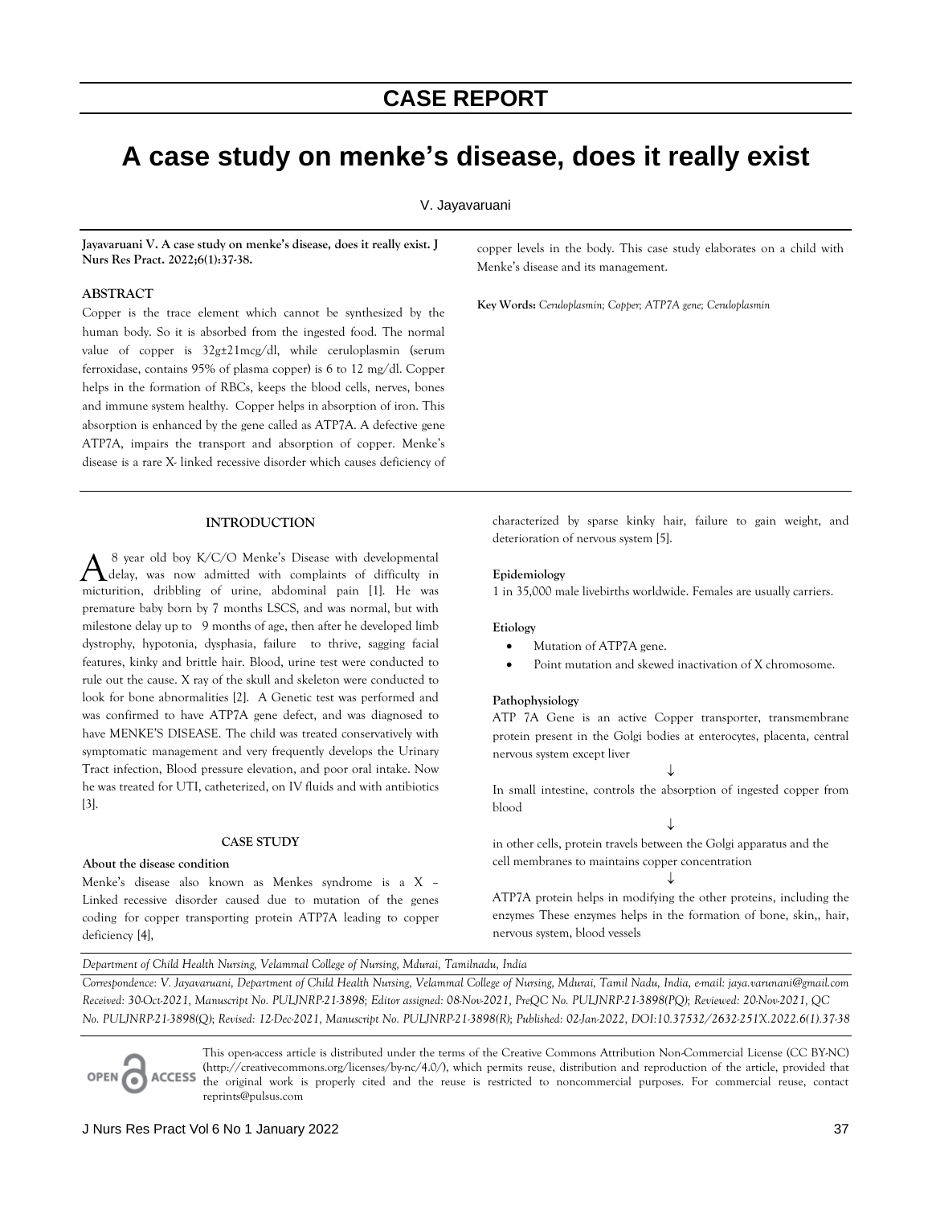CASE REPORT

# A case study on menke's disease, does it really exist

V. Jayavaruani

**Jayavaruani V. A case study on menke's disease, does it really exist. J Nurs Res Pract. 2022;6(1):37-38.**

## ABSTRACT

Copper is the trace element which cannot be synthesized by the human body. So it is absorbed from the ingested food. The normal value of copper is 32g±21mcg/dl, while ceruloplasmin (serum ferroxidase, contains 95% of plasma copper) is 6 to 12 mg/dl. Copper helps in the formation of RBCs, keeps the blood cells, nerves, bones and immune system healthy. Copper helps in absorption of iron. This absorption is enhanced by the gene called as ATP7A. A defective gene ATP7A, impairs the transport and absorption of copper. Menke's disease is a rare X- linked recessive disorder which causes deficiency of copper levels in the body. This case study elaborates on a child with Menke's disease and its management.

**Key Words:** *Ceruloplasmin; Copper; ATP7A gene; Ceruloplasmin*

## INTRODUCTION

A 8 year old boy K/C/O Menke's Disease with developmental delay, was now admitted with complaints of difficulty in micturition, dribbling of urine, abdominal pain [1]. He was premature baby born by 7 months LSCS, and was normal, but with milestone delay up to 9 months of age, then after he developed limb dystrophy, hypotonia, dysphasia, failure to thrive, sagging facial features, kinky and brittle hair. Blood, urine test were conducted to rule out the cause. X ray of the skull and skeleton were conducted to look for bone abnormalities [2]. A Genetic test was performed and was confirmed to have ATP7A gene defect, and was diagnosed to have MENKE'S DISEASE. The child was treated conservatively with symptomatic management and very frequently develops the Urinary Tract infection, Blood pressure elevation, and poor oral intake. Now he was treated for UTI, catheterized, on IV fluids and with antibiotics [3].

## CASE STUDY

**About the disease condition**

Menke's disease also known as Menkes syndrome is a X – Linked recessive disorder caused due to mutation of the genes coding for copper transporting protein ATP7A leading to copper deficiency [4], characterized by sparse kinky hair, failure to gain weight, and deterioration of nervous system [5].

**Epidemiology**

1 in 35,000 male livebirths worldwide. Females are usually carriers.

**Etiology**

- Mutation of ATP7A gene.
- Point mutation and skewed inactivation of X chromosome.

**Pathophysiology**

ATP 7A Gene is an active Copper transporter, transmembrane protein present in the Golgi bodies at enterocytes, placenta, central nervous system except liver

↓

In small intestine, controls the absorption of ingested copper from blood

↓

in other cells, protein travels between the Golgi apparatus and the cell membranes to maintains copper concentration

↓

ATP7A protein helps in modifying the other proteins, including the enzymes These enzymes helps in the formation of bone, skin,, hair, nervous system, blood vessels

*Department of Child Health Nursing, Velammal College of Nursing, Mdurai, Tamilnadu, India*

*Correspondence: V. Jayavaruani, Department of Child Health Nursing, Velammal College of Nursing, Mdurai, Tamil Nadu, India, e-mail: jaya.varunani@gmail.com*

*Received: 30-Oct-2021, Manuscript No. PULJNRP-21-3898; Editor assigned: 08-Nov-2021, PreQC No. PULJNRP-21-3898(PQ); Reviewed: 20-Nov-2021, QC No. PULJNRP-21-3898(Q); Revised: 12-Dec-2021, Manuscript No. PULJNRP-21-3898(R); Published: 02-Jan-2022, DOI:10.37532/2632-251X.2022.6(1).37-38*

OPEN ACCESS This open-access article is distributed under the terms of the Creative Commons Attribution Non-Commercial License (CC BY-NC) (http://creativecommons.org/licenses/by-nc/4.0/), which permits reuse, distribution and reproduction of the article, provided that the original work is properly cited and the reuse is restricted to noncommercial purposes. For commercial reuse, contact reprints@pulsus.com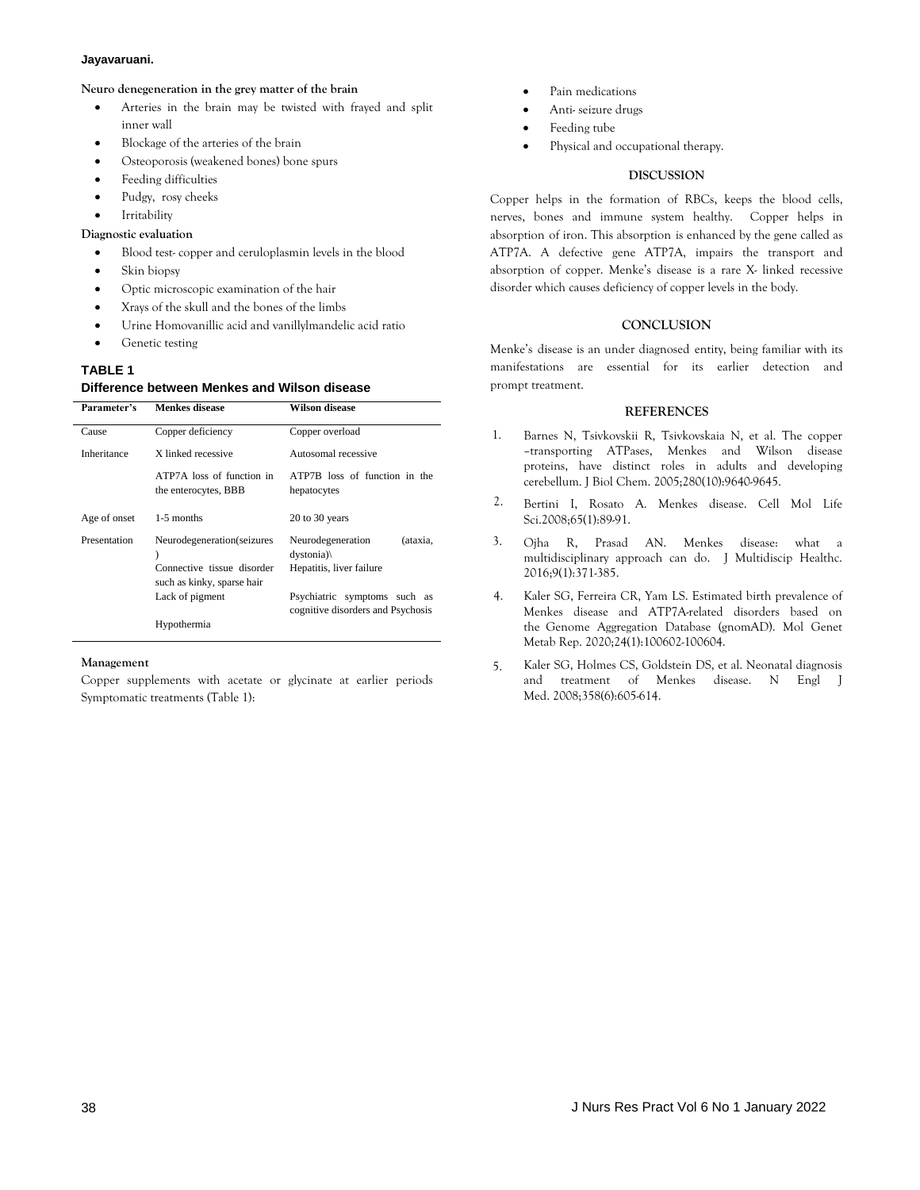**Neuro denegeneration in the grey matter of the brain**

- Arteries in the brain may be twisted with frayed and split inner wall
- Blockage of the arteries of the brain
- Osteoporosis (weakened bones) bone spurs
- Feeding difficulties
- Pudgy, rosy cheeks
- Irritability

**Diagnostic evaluation**

- Blood test- copper and ceruloplasmin levels in the blood
- Skin biopsy
- Optic microscopic examination of the hair
- Xrays of the skull and the bones of the limbs
- Urine Homovanillic acid and vanillylmandelic acid ratio
- Genetic testing

**TABLE 1**

**Difference between Menkes and Wilson disease**

| Parameter's | Menkes disease | Wilson disease |
|---|---|---|
| Cause | Copper deficiency | Copper overload |
| Inheritance | X linked recessive | Autosomal recessive |
| | ATP7A loss of function in the enterocytes, BBB | ATP7B loss of function in the hepatocytes |
| Age of onset | 1-5 months | 20 to 30 years |
| Presentation | Neurodegeneration(seizures ) | Neurodegeneration (ataxia, dystonia)\ |
| | Connective tissue disorder such as kinky, sparse hair | Hepatitis, liver failure |
| | Lack of pigment | Psychiatric symptoms such as cognitive disorders and Psychosis |
| | Hypothermia | |

**Management**

Copper supplements with acetate or glycinate at earlier periods Symptomatic treatments (Table 1):

- Pain medications
- Anti- seizure drugs
- Feeding tube
- Physical and occupational therapy.

## DISCUSSION

Copper helps in the formation of RBCs, keeps the blood cells, nerves, bones and immune system healthy. Copper helps in absorption of iron. This absorption is enhanced by the gene called as ATP7A. A defective gene ATP7A, impairs the transport and absorption of copper. Menke's disease is a rare X- linked recessive disorder which causes deficiency of copper levels in the body.

## CONCLUSION

Menke's disease is an under diagnosed entity, being familiar with its manifestations are essential for its earlier detection and prompt treatment.

## REFERENCES

1. Barnes N, Tsivkovskii R, Tsivkovskaia N, et al. The copper –transporting ATPases, Menkes and Wilson disease proteins, have distinct roles in adults and developing cerebellum. J Biol Chem. 2005;280(10):9640-9645.
2. Bertini I, Rosato A. Menkes disease. Cell Mol Life Sci.2008;65(1):89-91.
3. Ojha R, Prasad AN. Menkes disease: what a multidisciplinary approach can do. J Multidiscip Healthc. 2016;9(1):371-385.
4. Kaler SG, Ferreira CR, Yam LS. Estimated birth prevalence of Menkes disease and ATP7A-related disorders based on the Genome Aggregation Database (gnomAD). Mol Genet Metab Rep. 2020;24(1):100602-100604.
5. Kaler SG, Holmes CS, Goldstein DS, et al. Neonatal diagnosis and treatment of Menkes disease. N Engl J Med. 2008;358(6):605-614.